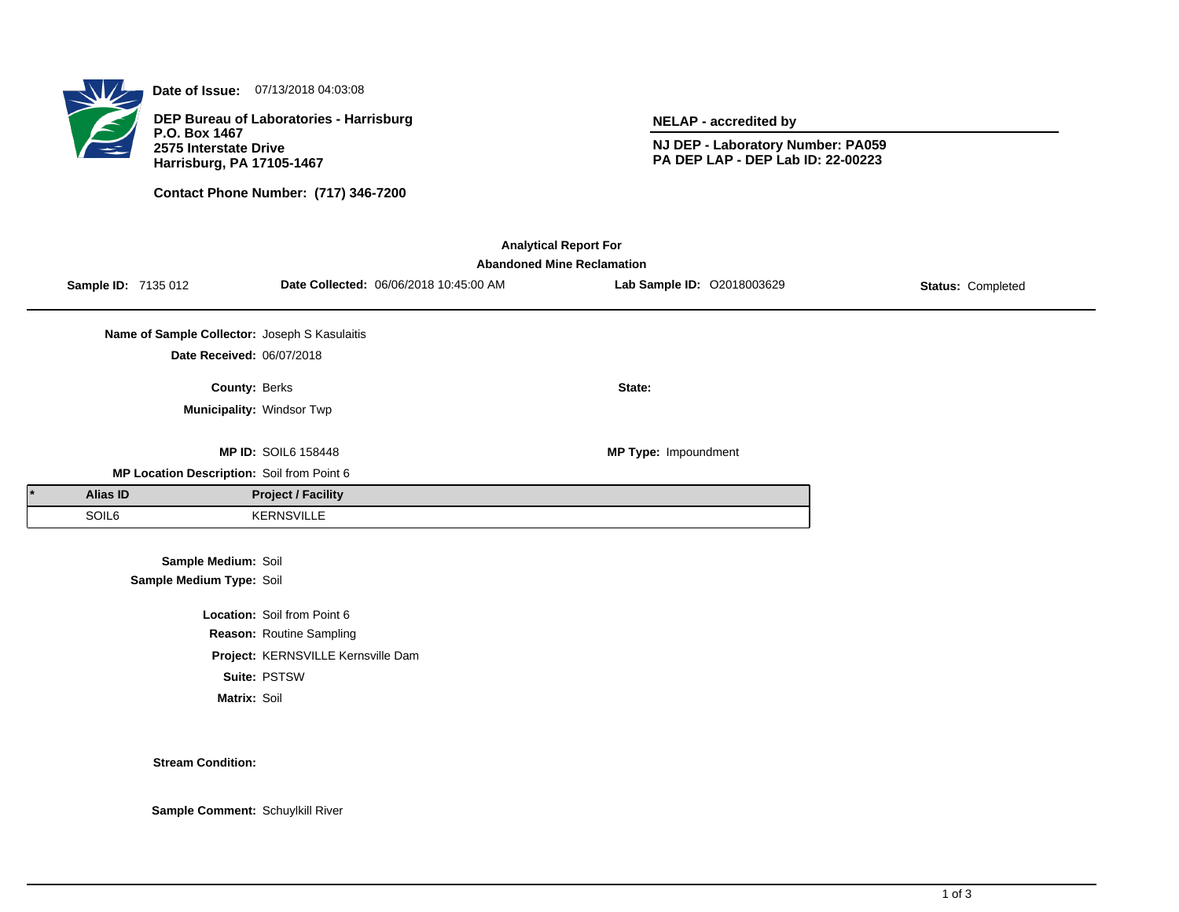**Date of Issue:** 07/13/2018 04:03:08

**DEP Bureau of Laboratories - Harrisburg**
**P.O. Box 1467**
**2575 Interstate Drive**
**Harrisburg, PA 17105-1467**

**Contact Phone Number: (717) 346-7200**

**NELAP - accredited by**

**NJ DEP - Laboratory Number: PA059**
**PA DEP LAP - DEP Lab ID: 22-00223**

**Analytical Report For**
**Abandoned Mine Reclamation**

**Sample ID:** 7135 012 **Date Collected:** 06/06/2018 10:45:00 AM **Lab Sample ID:** O2018003629 **Status:** Completed

**Name of Sample Collector:** Joseph S Kasulaitis

**Date Received:** 06/07/2018

**County:** Berks

**State:**

**Municipality:** Windsor Twp

**MP ID:** SOIL6 158448

**MP Type:** Impoundment

**MP Location Description:** Soil from Point 6

| * | Alias ID | Project / Facility |
|---|---|---|
| | SOIL6 | KERNSVILLE |

**Sample Medium:** Soil
**Sample Medium Type:** Soil

**Location:** Soil from Point 6
**Reason:** Routine Sampling
**Project:** KERNSVILLE Kernsville Dam
**Suite:** PSTSW
**Matrix:** Soil

**Stream Condition:**

**Sample Comment:** Schuylkill River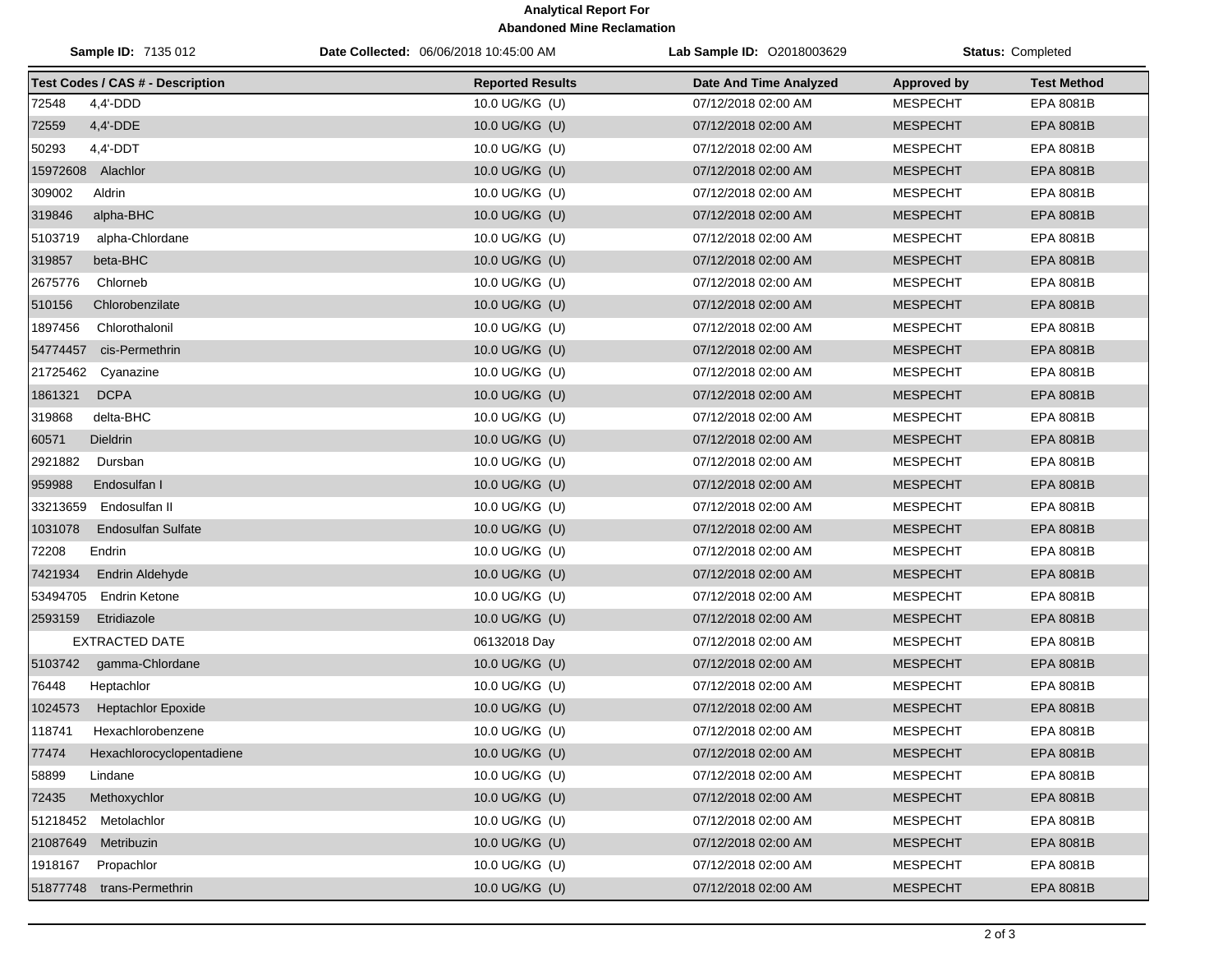**Analytical Report For**
**Abandoned Mine Reclamation**

**Sample ID:** 7135 012 | **Date Collected:** 06/06/2018 10:45:00 AM | **Lab Sample ID:** O2018003629 | **Status:** Completed

| Test Codes / CAS # - Description | Reported Results | Date And Time Analyzed | Approved by | Test Method |
|---|---|---|---|---|
| 72548 4,4'-DDD | 10.0 UG/KG (U) | 07/12/2018 02:00 AM | MESPECHT | EPA 8081B |
| 72559 4,4'-DDE | 10.0 UG/KG (U) | 07/12/2018 02:00 AM | MESPECHT | EPA 8081B |
| 50293 4,4'-DDT | 10.0 UG/KG (U) | 07/12/2018 02:00 AM | MESPECHT | EPA 8081B |
| 15972608 Alachlor | 10.0 UG/KG (U) | 07/12/2018 02:00 AM | MESPECHT | EPA 8081B |
| 309002 Aldrin | 10.0 UG/KG (U) | 07/12/2018 02:00 AM | MESPECHT | EPA 8081B |
| 319846 alpha-BHC | 10.0 UG/KG (U) | 07/12/2018 02:00 AM | MESPECHT | EPA 8081B |
| 5103719 alpha-Chlordane | 10.0 UG/KG (U) | 07/12/2018 02:00 AM | MESPECHT | EPA 8081B |
| 319857 beta-BHC | 10.0 UG/KG (U) | 07/12/2018 02:00 AM | MESPECHT | EPA 8081B |
| 2675776 Chlorneb | 10.0 UG/KG (U) | 07/12/2018 02:00 AM | MESPECHT | EPA 8081B |
| 510156 Chlorobenzilate | 10.0 UG/KG (U) | 07/12/2018 02:00 AM | MESPECHT | EPA 8081B |
| 1897456 Chlorothalonil | 10.0 UG/KG (U) | 07/12/2018 02:00 AM | MESPECHT | EPA 8081B |
| 54774457 cis-Permethrin | 10.0 UG/KG (U) | 07/12/2018 02:00 AM | MESPECHT | EPA 8081B |
| 21725462 Cyanazine | 10.0 UG/KG (U) | 07/12/2018 02:00 AM | MESPECHT | EPA 8081B |
| 1861321 DCPA | 10.0 UG/KG (U) | 07/12/2018 02:00 AM | MESPECHT | EPA 8081B |
| 319868 delta-BHC | 10.0 UG/KG (U) | 07/12/2018 02:00 AM | MESPECHT | EPA 8081B |
| 60571 Dieldrin | 10.0 UG/KG (U) | 07/12/2018 02:00 AM | MESPECHT | EPA 8081B |
| 2921882 Dursban | 10.0 UG/KG (U) | 07/12/2018 02:00 AM | MESPECHT | EPA 8081B |
| 959988 Endosulfan I | 10.0 UG/KG (U) | 07/12/2018 02:00 AM | MESPECHT | EPA 8081B |
| 33213659 Endosulfan II | 10.0 UG/KG (U) | 07/12/2018 02:00 AM | MESPECHT | EPA 8081B |
| 1031078 Endosulfan Sulfate | 10.0 UG/KG (U) | 07/12/2018 02:00 AM | MESPECHT | EPA 8081B |
| 72208 Endrin | 10.0 UG/KG (U) | 07/12/2018 02:00 AM | MESPECHT | EPA 8081B |
| 7421934 Endrin Aldehyde | 10.0 UG/KG (U) | 07/12/2018 02:00 AM | MESPECHT | EPA 8081B |
| 53494705 Endrin Ketone | 10.0 UG/KG (U) | 07/12/2018 02:00 AM | MESPECHT | EPA 8081B |
| 2593159 Etridiazole | 10.0 UG/KG (U) | 07/12/2018 02:00 AM | MESPECHT | EPA 8081B |
| EXTRACTED DATE | 06132018 Day | 07/12/2018 02:00 AM | MESPECHT | EPA 8081B |
| 5103742 gamma-Chlordane | 10.0 UG/KG (U) | 07/12/2018 02:00 AM | MESPECHT | EPA 8081B |
| 76448 Heptachlor | 10.0 UG/KG (U) | 07/12/2018 02:00 AM | MESPECHT | EPA 8081B |
| 1024573 Heptachlor Epoxide | 10.0 UG/KG (U) | 07/12/2018 02:00 AM | MESPECHT | EPA 8081B |
| 118741 Hexachlorobenzene | 10.0 UG/KG (U) | 07/12/2018 02:00 AM | MESPECHT | EPA 8081B |
| 77474 Hexachlorocyclopentadiene | 10.0 UG/KG (U) | 07/12/2018 02:00 AM | MESPECHT | EPA 8081B |
| 58899 Lindane | 10.0 UG/KG (U) | 07/12/2018 02:00 AM | MESPECHT | EPA 8081B |
| 72435 Methoxychlor | 10.0 UG/KG (U) | 07/12/2018 02:00 AM | MESPECHT | EPA 8081B |
| 51218452 Metolachlor | 10.0 UG/KG (U) | 07/12/2018 02:00 AM | MESPECHT | EPA 8081B |
| 21087649 Metribuzin | 10.0 UG/KG (U) | 07/12/2018 02:00 AM | MESPECHT | EPA 8081B |
| 1918167 Propachlor | 10.0 UG/KG (U) | 07/12/2018 02:00 AM | MESPECHT | EPA 8081B |
| 51877748 trans-Permethrin | 10.0 UG/KG (U) | 07/12/2018 02:00 AM | MESPECHT | EPA 8081B |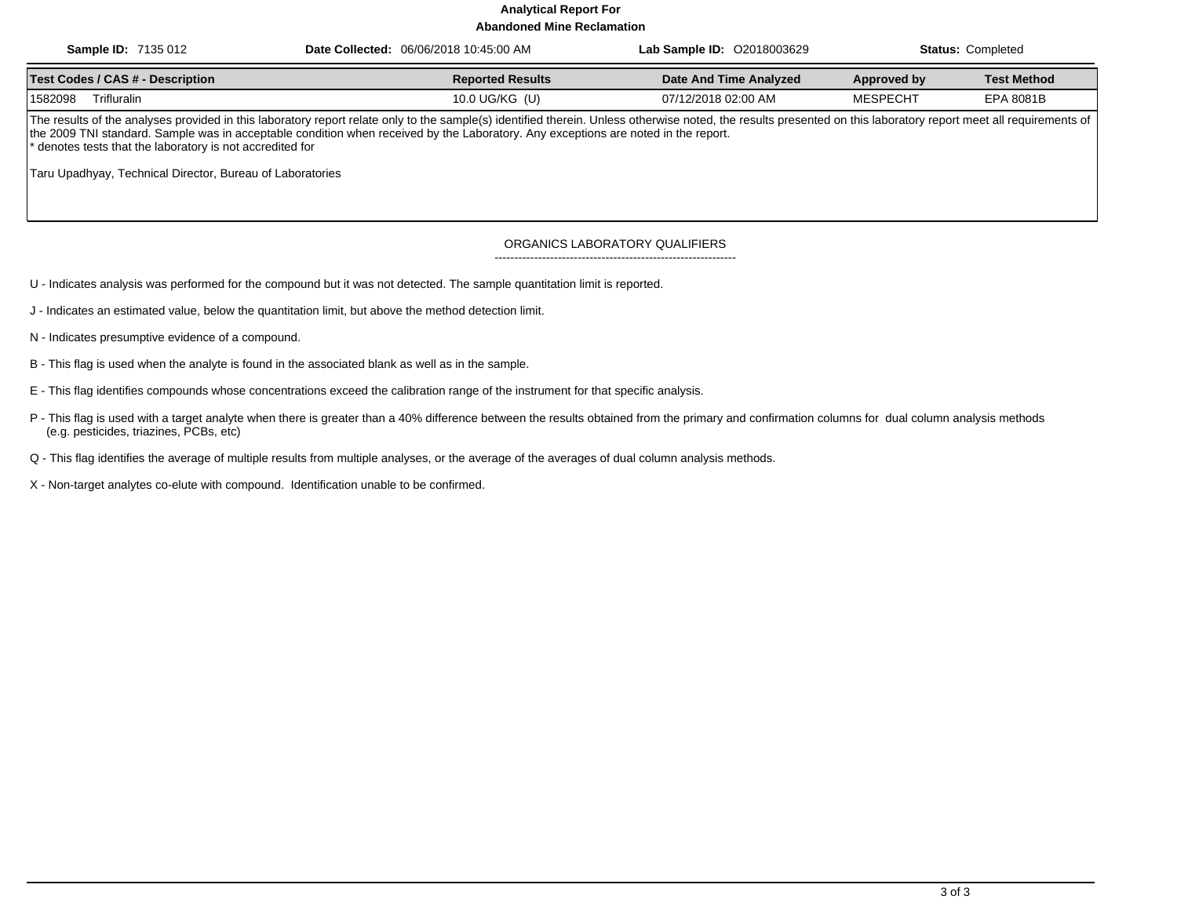**Analytical Report For**
**Abandoned Mine Reclamation**

| **Sample ID:** 7135 012 | **Date Collected:** 06/06/2018 10:45:00 AM | **Lab Sample ID:** O2018003629 | **Status:** Completed |
|---|---|---|---|

| Test Codes / CAS # - Description | Reported Results | Date And Time Analyzed | Approved by | Test Method |
|---|---|---|---|---|
| 1582098 Trifluralin | 10.0 UG/KG (U) | 07/12/2018 02:00 AM | MESPECHT | EPA 8081B |

The results of the analyses provided in this laboratory report relate only to the sample(s) identified therein. Unless otherwise noted, the results presented on this laboratory report meet all requirements of the 2009 TNI standard. Sample was in acceptable condition when received by the Laboratory. Any exceptions are noted in the report.
* denotes tests that the laboratory is not accredited for

Taru Upadhyay, Technical Director, Bureau of Laboratories

## ORGANICS LABORATORY QUALIFIERS

U - Indicates analysis was performed for the compound but it was not detected. The sample quantitation limit is reported.

J - Indicates an estimated value, below the quantitation limit, but above the method detection limit.

N - Indicates presumptive evidence of a compound.

B - This flag is used when the analyte is found in the associated blank as well as in the sample.

E - This flag identifies compounds whose concentrations exceed the calibration range of the instrument for that specific analysis.

P - This flag is used with a target analyte when there is greater than a 40% difference between the results obtained from the primary and confirmation columns for dual column analysis methods (e.g. pesticides, triazines, PCBs, etc)

Q - This flag identifies the average of multiple results from multiple analyses, or the average of the averages of dual column analysis methods.

X - Non-target analytes co-elute with compound. Identification unable to be confirmed.